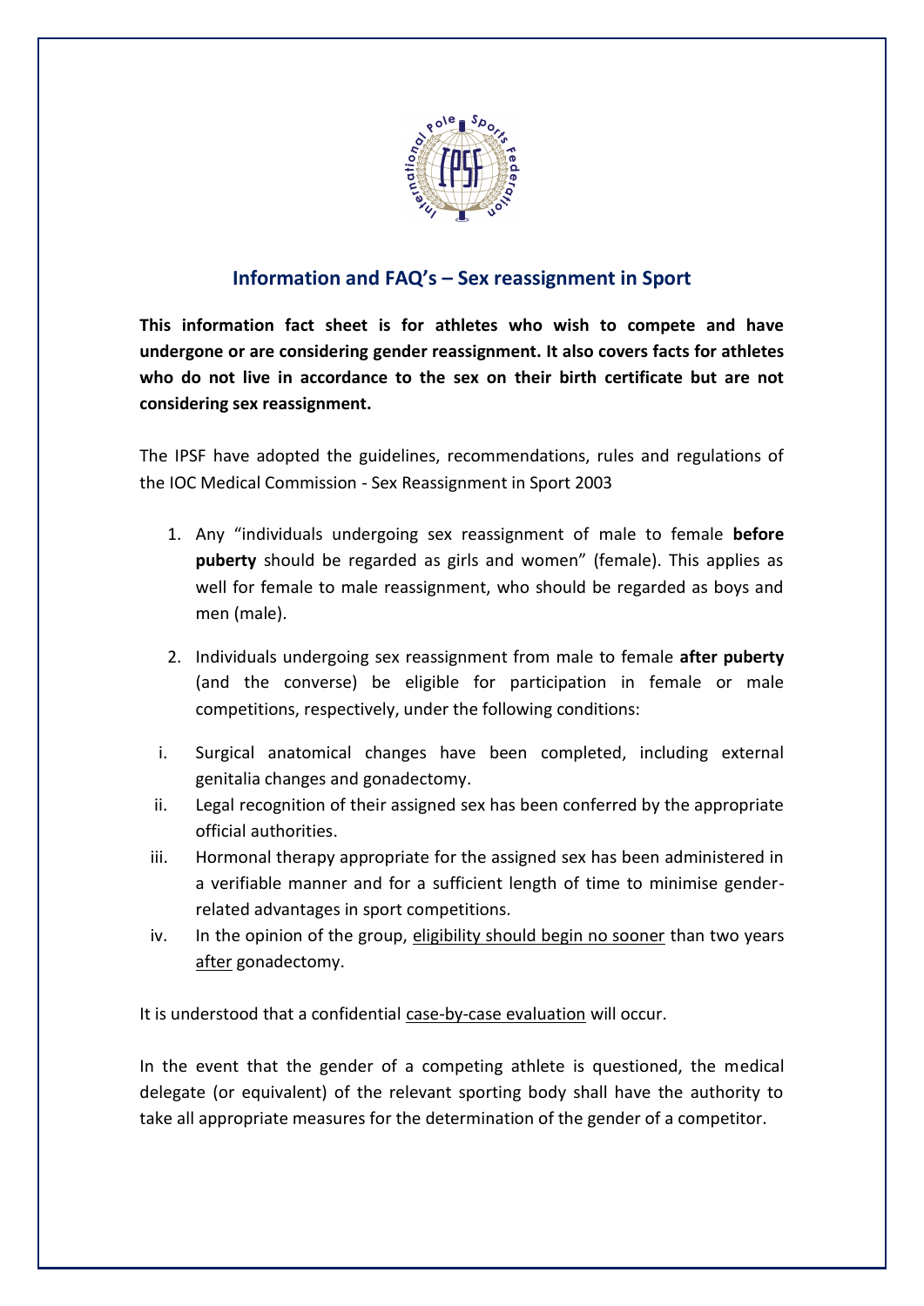## Information and FAQ's – Sex reassignment in Sport

**This information fact sheet is for athletes who wish to compete and have undergone or are considering gender reassignment. It also covers facts for athletes who do not live in accordance to the sex on their birth certificate but are not considering sex reassignment.**

The IPSF have adopted the guidelines, recommendations, rules and regulations of the IOC Medical Commission - Sex Reassignment in Sport 2003

1. Any "individuals undergoing sex reassignment of male to female **before puberty** should be regarded as girls and women" (female). This applies as well for female to male reassignment, who should be regarded as boys and men (male).

2. Individuals undergoing sex reassignment from male to female **after puberty** (and the converse) be eligible for participation in female or male competitions, respectively, under the following conditions:

i. Surgical anatomical changes have been completed, including external genitalia changes and gonadectomy.
ii. Legal recognition of their assigned sex has been conferred by the appropriate official authorities.
iii. Hormonal therapy appropriate for the assigned sex has been administered in a verifiable manner and for a sufficient length of time to minimise gender-related advantages in sport competitions.
iv. In the opinion of the group, eligibility should begin no sooner than two years after gonadectomy.

It is understood that a confidential case-by-case evaluation will occur.

In the event that the gender of a competing athlete is questioned, the medical delegate (or equivalent) of the relevant sporting body shall have the authority to take all appropriate measures for the determination of the gender of a competitor.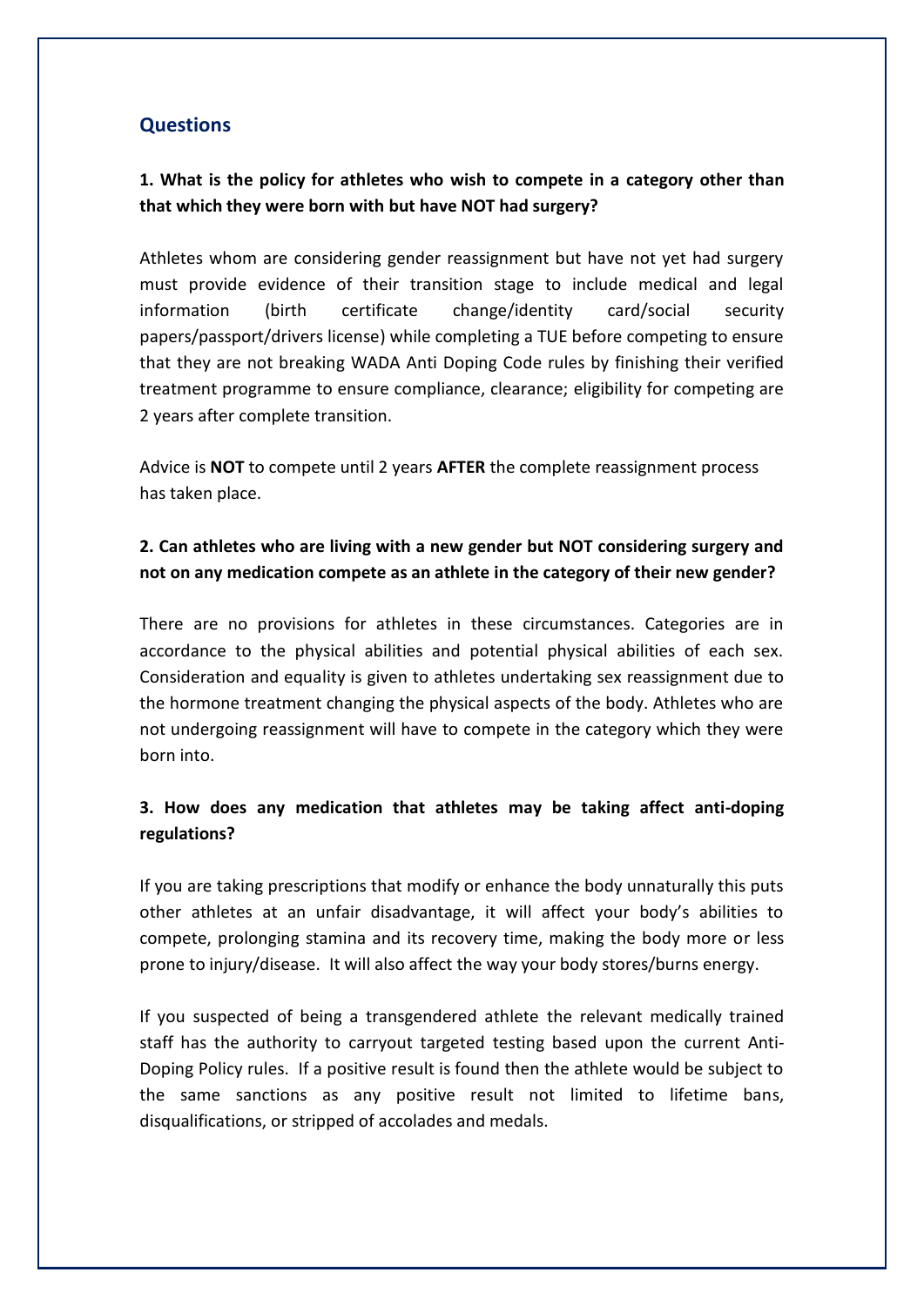## Questions

**1. What is the policy for athletes who wish to compete in a category other than that which they were born with but have NOT had surgery?**

Athletes whom are considering gender reassignment but have not yet had surgery must provide evidence of their transition stage to include medical and legal information (birth certificate change/identity card/social security papers/passport/drivers license) while completing a TUE before competing to ensure that they are not breaking WADA Anti Doping Code rules by finishing their verified treatment programme to ensure compliance, clearance; eligibility for competing are 2 years after complete transition.

Advice is **NOT** to compete until 2 years **AFTER** the complete reassignment process has taken place.

**2. Can athletes who are living with a new gender but NOT considering surgery and not on any medication compete as an athlete in the category of their new gender?**

There are no provisions for athletes in these circumstances. Categories are in accordance to the physical abilities and potential physical abilities of each sex. Consideration and equality is given to athletes undertaking sex reassignment due to the hormone treatment changing the physical aspects of the body. Athletes who are not undergoing reassignment will have to compete in the category which they were born into.

**3. How does any medication that athletes may be taking affect anti-doping regulations?**

If you are taking prescriptions that modify or enhance the body unnaturally this puts other athletes at an unfair disadvantage, it will affect your body's abilities to compete, prolonging stamina and its recovery time, making the body more or less prone to injury/disease. It will also affect the way your body stores/burns energy.

If you suspected of being a transgendered athlete the relevant medically trained staff has the authority to carryout targeted testing based upon the current Anti-Doping Policy rules. If a positive result is found then the athlete would be subject to the same sanctions as any positive result not limited to lifetime bans, disqualifications, or stripped of accolades and medals.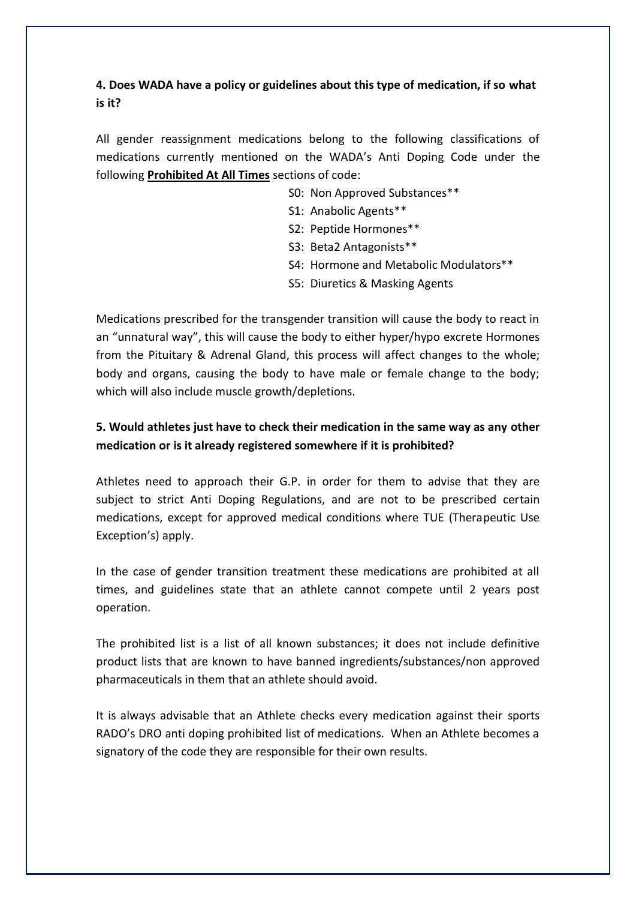**4. Does WADA have a policy or guidelines about this type of medication, if so what is it?**

All gender reassignment medications belong to the following classifications of medications currently mentioned on the WADA's Anti Doping Code under the following **Prohibited At All Times** sections of code:

- S0: Non Approved Substances**
- S1: Anabolic Agents**
- S2: Peptide Hormones**
- S3: Beta2 Antagonists**
- S4: Hormone and Metabolic Modulators**
- S5: Diuretics & Masking Agents

Medications prescribed for the transgender transition will cause the body to react in an "unnatural way", this will cause the body to either hyper/hypo excrete Hormones from the Pituitary & Adrenal Gland, this process will affect changes to the whole; body and organs, causing the body to have male or female change to the body; which will also include muscle growth/depletions.

**5. Would athletes just have to check their medication in the same way as any other medication or is it already registered somewhere if it is prohibited?**

Athletes need to approach their G.P. in order for them to advise that they are subject to strict Anti Doping Regulations, and are not to be prescribed certain medications, except for approved medical conditions where TUE (Therapeutic Use Exception's) apply.

In the case of gender transition treatment these medications are prohibited at all times, and guidelines state that an athlete cannot compete until 2 years post operation.

The prohibited list is a list of all known substances; it does not include definitive product lists that are known to have banned ingredients/substances/non approved pharmaceuticals in them that an athlete should avoid.

It is always advisable that an Athlete checks every medication against their sports RADO's DRO anti doping prohibited list of medications. When an Athlete becomes a signatory of the code they are responsible for their own results.